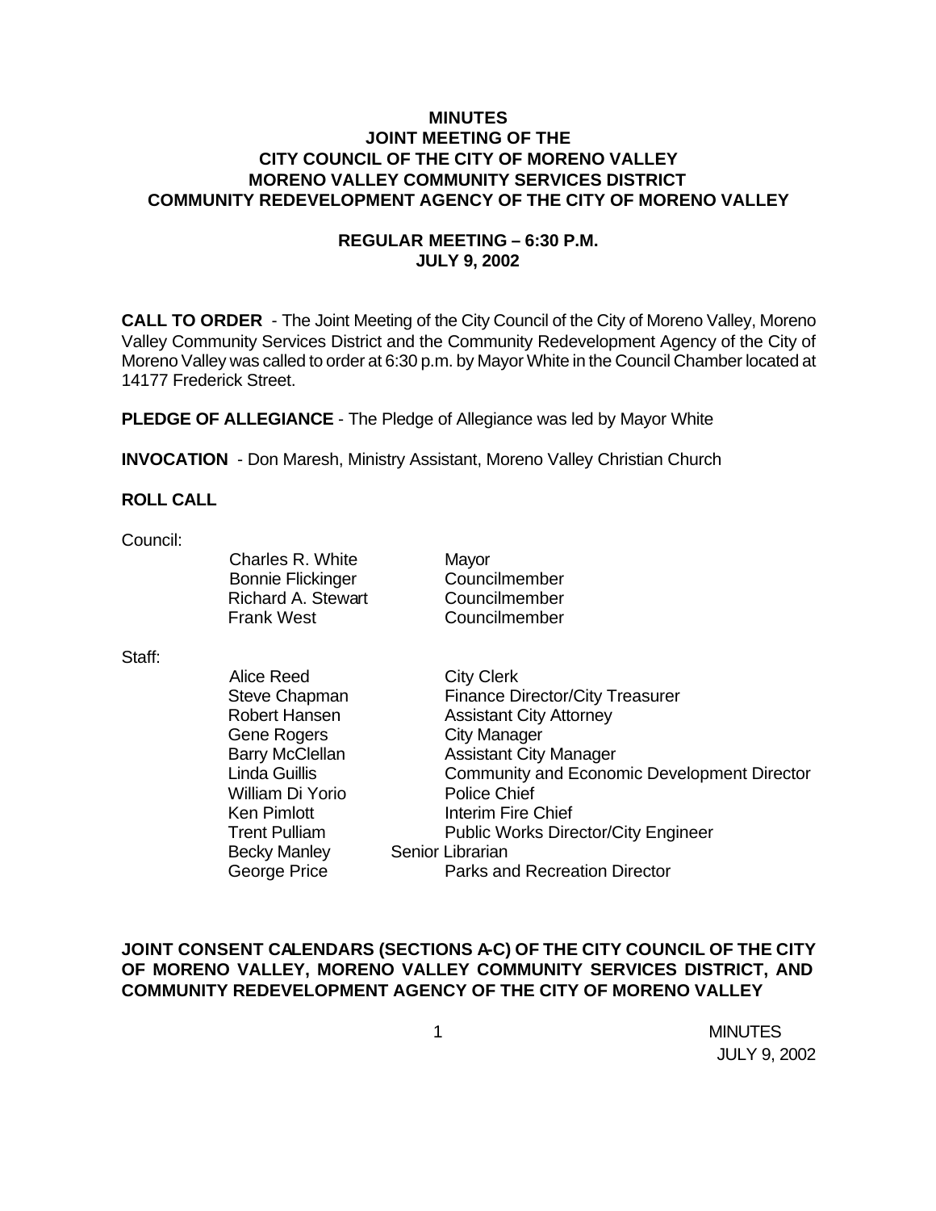# MINUTES
## JOINT MEETING OF THE
## CITY COUNCIL OF THE CITY OF MORENO VALLEY
## MORENO VALLEY COMMUNITY SERVICES DISTRICT
## COMMUNITY REDEVELOPMENT AGENCY OF THE CITY OF MORENO VALLEY

### REGULAR MEETING – 6:30 P.M.
### JULY 9, 2002

**CALL TO ORDER** - The Joint Meeting of the City Council of the City of Moreno Valley, Moreno Valley Community Services District and the Community Redevelopment Agency of the City of Moreno Valley was called to order at 6:30 p.m. by Mayor White in the Council Chamber located at 14177 Frederick Street.

**PLEDGE OF ALLEGIANCE** - The Pledge of Allegiance was led by Mayor White

**INVOCATION** - Don Maresh, Ministry Assistant, Moreno Valley Christian Church

**ROLL CALL**

Council:

| | |
|---|---|
| Charles R. White | Mayor |
| Bonnie Flickinger | Councilmember |
| Richard A. Stewart | Councilmember |
| Frank West | Councilmember |

Staff:

| | |
|---|---|
| Alice Reed | City Clerk |
| Steve Chapman | Finance Director/City Treasurer |
| Robert Hansen | Assistant City Attorney |
| Gene Rogers | City Manager |
| Barry McClellan | Assistant City Manager |
| Linda Guillis | Community and Economic Development Director |
| William Di Yorio | Police Chief |
| Ken Pimlott | Interim Fire Chief |
| Trent Pulliam | Public Works Director/City Engineer |
| Becky Manley | Senior Librarian |
| George Price | Parks and Recreation Director |

**JOINT CONSENT CALENDARS (SECTIONS A-C) OF THE CITY COUNCIL OF THE CITY OF MORENO VALLEY, MORENO VALLEY COMMUNITY SERVICES DISTRICT, AND COMMUNITY REDEVELOPMENT AGENCY OF THE CITY OF MORENO VALLEY**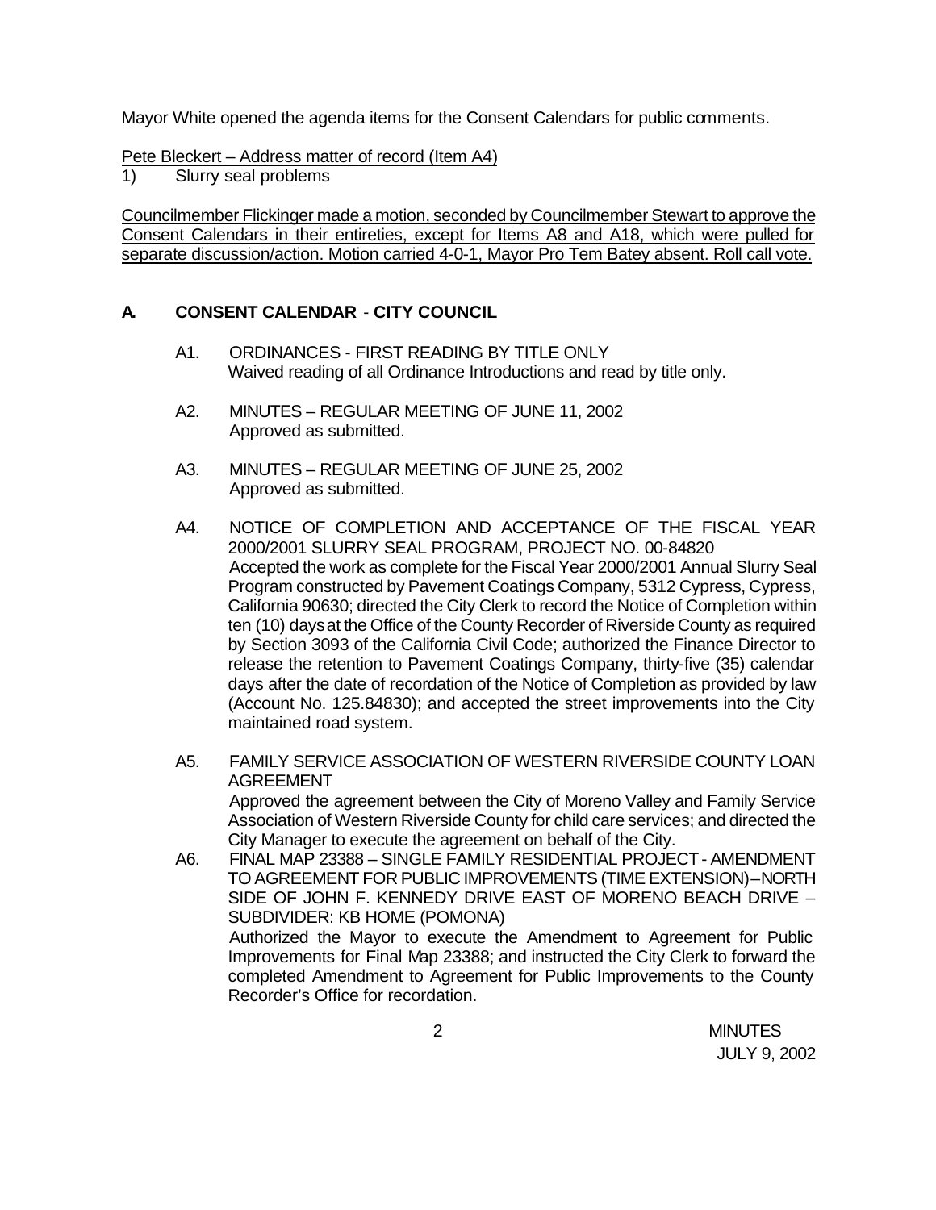Mayor White opened the agenda items for the Consent Calendars for public comments.

Pete Bleckert – Address matter of record (Item A4)

1) Slurry seal problems

Councilmember Flickinger made a motion, seconded by Councilmember Stewart to approve the Consent Calendars in their entireties, except for Items A8 and A18, which were pulled for separate discussion/action. Motion carried 4-0-1, Mayor Pro Tem Batey absent. Roll call vote.

## A. CONSENT CALENDAR - CITY COUNCIL

A1. ORDINANCES - FIRST READING BY TITLE ONLY
Waived reading of all Ordinance Introductions and read by title only.

A2. MINUTES – REGULAR MEETING OF JUNE 11, 2002
Approved as submitted.

A3. MINUTES – REGULAR MEETING OF JUNE 25, 2002
Approved as submitted.

A4. NOTICE OF COMPLETION AND ACCEPTANCE OF THE FISCAL YEAR 2000/2001 SLURRY SEAL PROGRAM, PROJECT NO. 00-84820
Accepted the work as complete for the Fiscal Year 2000/2001 Annual Slurry Seal Program constructed by Pavement Coatings Company, 5312 Cypress, Cypress, California 90630; directed the City Clerk to record the Notice of Completion within ten (10) days at the Office of the County Recorder of Riverside County as required by Section 3093 of the California Civil Code; authorized the Finance Director to release the retention to Pavement Coatings Company, thirty-five (35) calendar days after the date of recordation of the Notice of Completion as provided by law (Account No. 125.84830); and accepted the street improvements into the City maintained road system.

A5. FAMILY SERVICE ASSOCIATION OF WESTERN RIVERSIDE COUNTY LOAN AGREEMENT
Approved the agreement between the City of Moreno Valley and Family Service Association of Western Riverside County for child care services; and directed the City Manager to execute the agreement on behalf of the City.

A6. FINAL MAP 23388 – SINGLE FAMILY RESIDENTIAL PROJECT - AMENDMENT TO AGREEMENT FOR PUBLIC IMPROVEMENTS (TIME EXTENSION) – NORTH SIDE OF JOHN F. KENNEDY DRIVE EAST OF MORENO BEACH DRIVE – SUBDIVIDER: KB HOME (POMONA)
Authorized the Mayor to execute the Amendment to Agreement for Public Improvements for Final Map 23388; and instructed the City Clerk to forward the completed Amendment to Agreement for Public Improvements to the County Recorder's Office for recordation.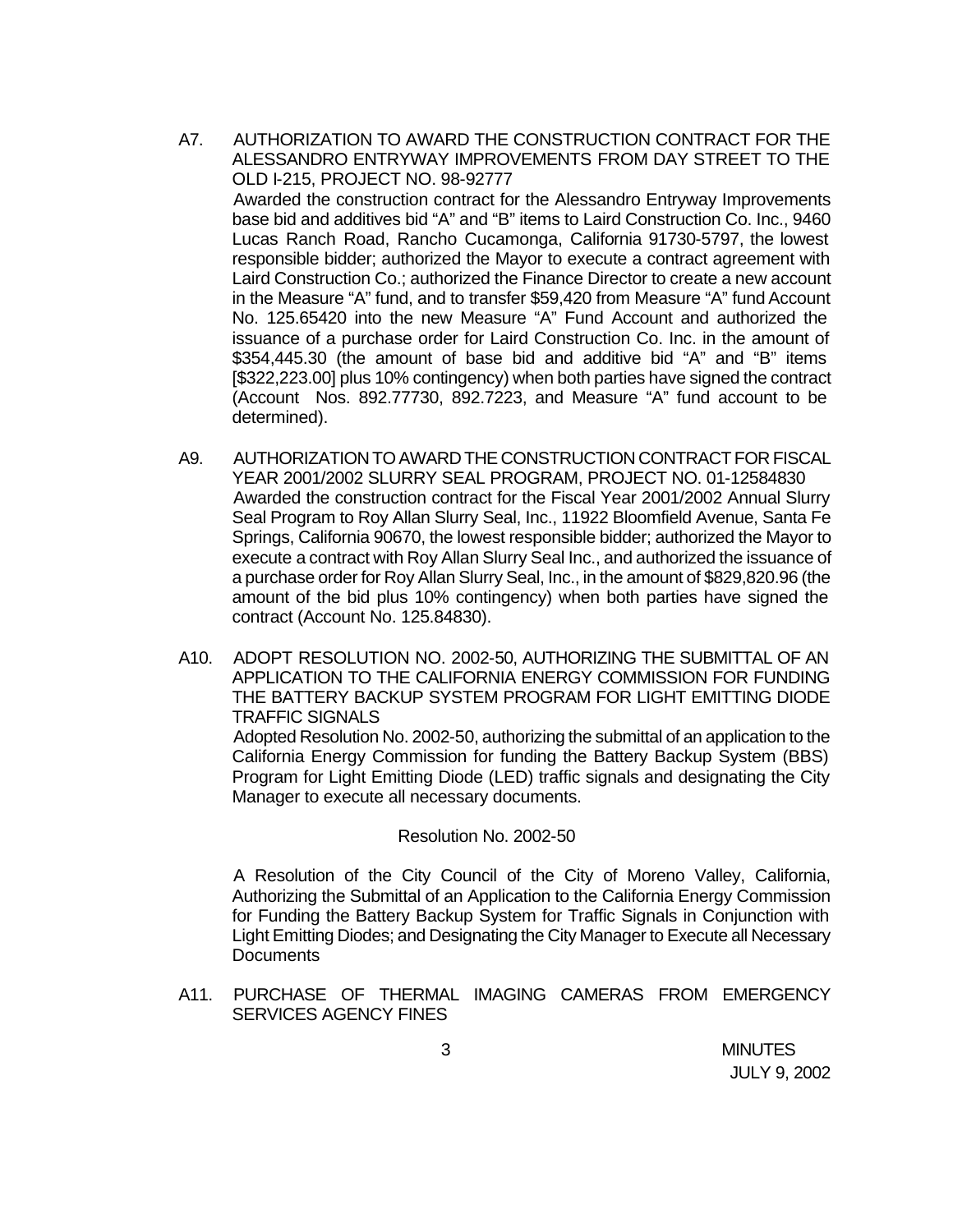A7. AUTHORIZATION TO AWARD THE CONSTRUCTION CONTRACT FOR THE ALESSANDRO ENTRYWAY IMPROVEMENTS FROM DAY STREET TO THE OLD I-215, PROJECT NO. 98-92777

Awarded the construction contract for the Alessandro Entryway Improvements base bid and additives bid "A" and "B" items to Laird Construction Co. Inc., 9460 Lucas Ranch Road, Rancho Cucamonga, California 91730-5797, the lowest responsible bidder; authorized the Mayor to execute a contract agreement with Laird Construction Co.; authorized the Finance Director to create a new account in the Measure "A" fund, and to transfer $59,420 from Measure "A" fund Account No. 125.65420 into the new Measure "A" Fund Account and authorized the issuance of a purchase order for Laird Construction Co. Inc. in the amount of $354,445.30 (the amount of base bid and additive bid "A" and "B" items [$322,223.00] plus 10% contingency) when both parties have signed the contract (Account Nos. 892.77730, 892.7223, and Measure "A" fund account to be determined).

A9. AUTHORIZATION TO AWARD THE CONSTRUCTION CONTRACT FOR FISCAL YEAR 2001/2002 SLURRY SEAL PROGRAM, PROJECT NO. 01-12584830

Awarded the construction contract for the Fiscal Year 2001/2002 Annual Slurry Seal Program to Roy Allan Slurry Seal, Inc., 11922 Bloomfield Avenue, Santa Fe Springs, California 90670, the lowest responsible bidder; authorized the Mayor to execute a contract with Roy Allan Slurry Seal Inc., and authorized the issuance of a purchase order for Roy Allan Slurry Seal, Inc., in the amount of $829,820.96 (the amount of the bid plus 10% contingency) when both parties have signed the contract (Account No. 125.84830).

A10. ADOPT RESOLUTION NO. 2002-50, AUTHORIZING THE SUBMITTAL OF AN APPLICATION TO THE CALIFORNIA ENERGY COMMISSION FOR FUNDING THE BATTERY BACKUP SYSTEM PROGRAM FOR LIGHT EMITTING DIODE TRAFFIC SIGNALS

Adopted Resolution No. 2002-50, authorizing the submittal of an application to the California Energy Commission for funding the Battery Backup System (BBS) Program for Light Emitting Diode (LED) traffic signals and designating the City Manager to execute all necessary documents.

Resolution No. 2002-50

A Resolution of the City Council of the City of Moreno Valley, California, Authorizing the Submittal of an Application to the California Energy Commission for Funding the Battery Backup System for Traffic Signals in Conjunction with Light Emitting Diodes; and Designating the City Manager to Execute all Necessary Documents

A11. PURCHASE OF THERMAL IMAGING CAMERAS FROM EMERGENCY SERVICES AGENCY FINES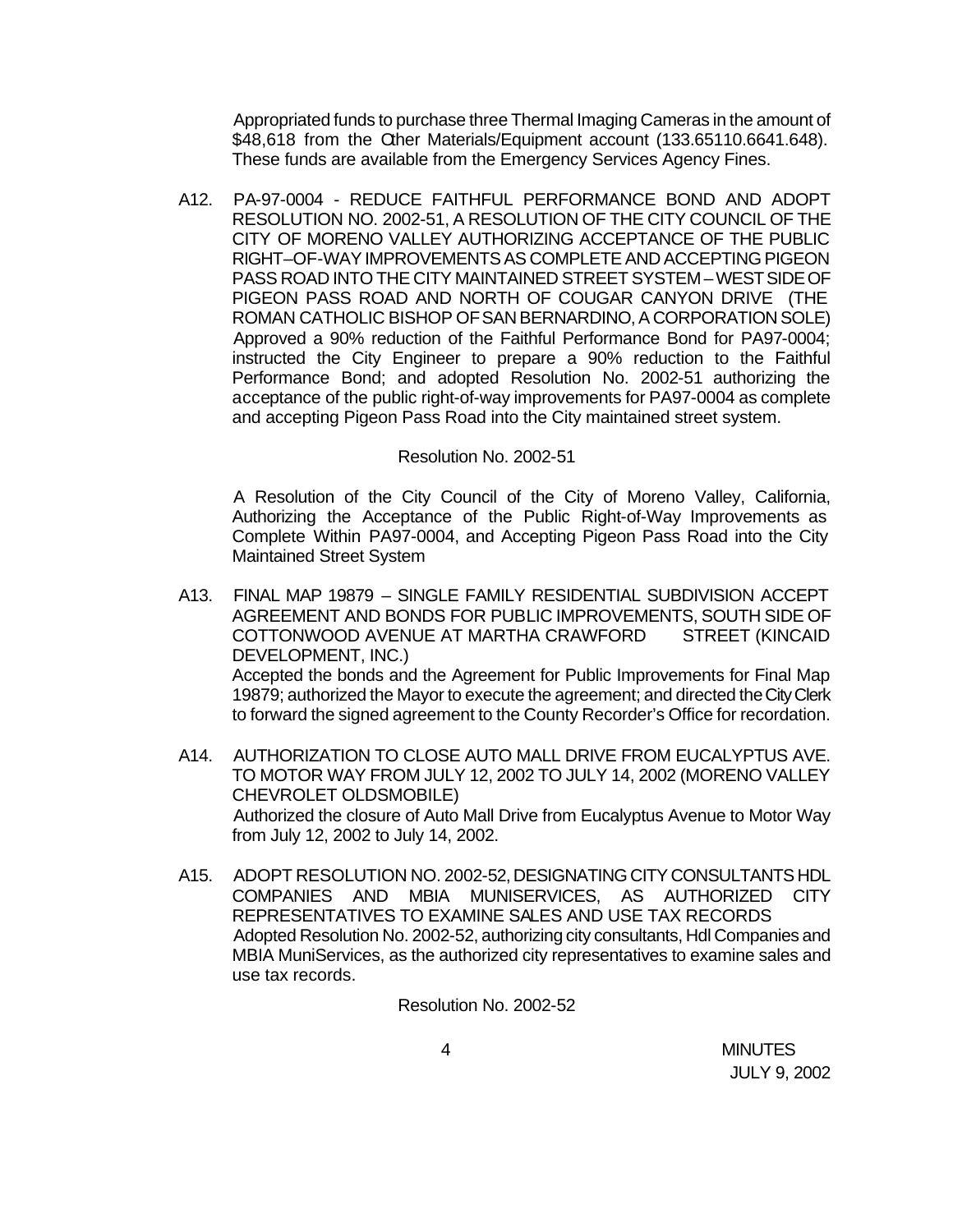Appropriated funds to purchase three Thermal Imaging Cameras in the amount of $48,618 from the Other Materials/Equipment account (133.65110.6641.648). These funds are available from the Emergency Services Agency Fines.

A12. PA-97-0004 - REDUCE FAITHFUL PERFORMANCE BOND AND ADOPT RESOLUTION NO. 2002-51, A RESOLUTION OF THE CITY COUNCIL OF THE CITY OF MORENO VALLEY AUTHORIZING ACCEPTANCE OF THE PUBLIC RIGHT–OF-WAY IMPROVEMENTS AS COMPLETE AND ACCEPTING PIGEON PASS ROAD INTO THE CITY MAINTAINED STREET SYSTEM – WEST SIDE OF PIGEON PASS ROAD AND NORTH OF COUGAR CANYON DRIVE (THE ROMAN CATHOLIC BISHOP OF SAN BERNARDINO, A CORPORATION SOLE)
Approved a 90% reduction of the Faithful Performance Bond for PA97-0004; instructed the City Engineer to prepare a 90% reduction to the Faithful Performance Bond; and adopted Resolution No. 2002-51 authorizing the acceptance of the public right-of-way improvements for PA97-0004 as complete and accepting Pigeon Pass Road into the City maintained street system.

Resolution No. 2002-51

A Resolution of the City Council of the City of Moreno Valley, California, Authorizing the Acceptance of the Public Right-of-Way Improvements as Complete Within PA97-0004, and Accepting Pigeon Pass Road into the City Maintained Street System

A13. FINAL MAP 19879 – SINGLE FAMILY RESIDENTIAL SUBDIVISION ACCEPT AGREEMENT AND BONDS FOR PUBLIC IMPROVEMENTS, SOUTH SIDE OF COTTONWOOD AVENUE AT MARTHA CRAWFORD STREET (KINCAID DEVELOPMENT, INC.)
Accepted the bonds and the Agreement for Public Improvements for Final Map 19879; authorized the Mayor to execute the agreement; and directed the City Clerk to forward the signed agreement to the County Recorder's Office for recordation.

A14. AUTHORIZATION TO CLOSE AUTO MALL DRIVE FROM EUCALYPTUS AVE. TO MOTOR WAY FROM JULY 12, 2002 TO JULY 14, 2002 (MORENO VALLEY CHEVROLET OLDSMOBILE)
Authorized the closure of Auto Mall Drive from Eucalyptus Avenue to Motor Way from July 12, 2002 to July 14, 2002.

A15. ADOPT RESOLUTION NO. 2002-52, DESIGNATING CITY CONSULTANTS HDL COMPANIES AND MBIA MUNISERVICES, AS AUTHORIZED CITY REPRESENTATIVES TO EXAMINE SALES AND USE TAX RECORDS
Adopted Resolution No. 2002-52, authorizing city consultants, Hdl Companies and MBIA MuniServices, as the authorized city representatives to examine sales and use tax records.

Resolution No. 2002-52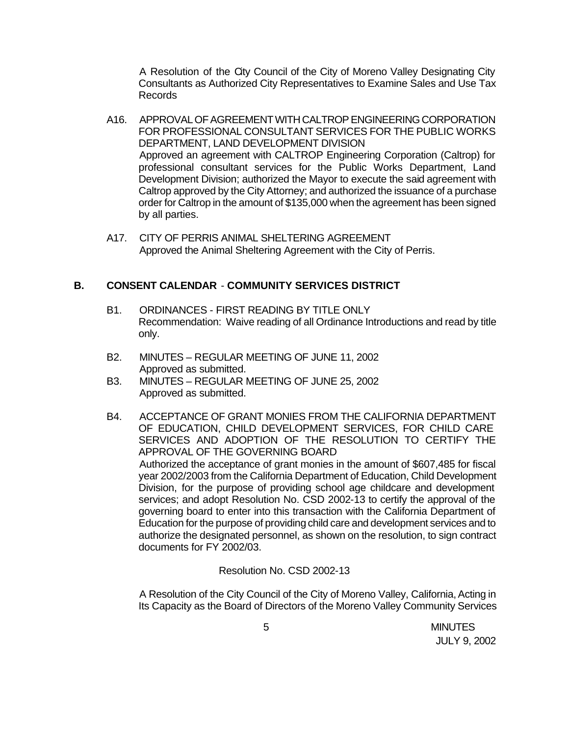A Resolution of the City Council of the City of Moreno Valley Designating City Consultants as Authorized City Representatives to Examine Sales and Use Tax Records

A16. APPROVAL OF AGREEMENT WITH CALTROP ENGINEERING CORPORATION FOR PROFESSIONAL CONSULTANT SERVICES FOR THE PUBLIC WORKS DEPARTMENT, LAND DEVELOPMENT DIVISION

Approved an agreement with CALTROP Engineering Corporation (Caltrop) for professional consultant services for the Public Works Department, Land Development Division; authorized the Mayor to execute the said agreement with Caltrop approved by the City Attorney; and authorized the issuance of a purchase order for Caltrop in the amount of $135,000 when the agreement has been signed by all parties.

A17. CITY OF PERRIS ANIMAL SHELTERING AGREEMENT

Approved the Animal Sheltering Agreement with the City of Perris.

## B. CONSENT CALENDAR - COMMUNITY SERVICES DISTRICT

B1. ORDINANCES - FIRST READING BY TITLE ONLY

Recommendation: Waive reading of all Ordinance Introductions and read by title only.

B2. MINUTES – REGULAR MEETING OF JUNE 11, 2002

Approved as submitted.

B3. MINUTES – REGULAR MEETING OF JUNE 25, 2002

Approved as submitted.

B4. ACCEPTANCE OF GRANT MONIES FROM THE CALIFORNIA DEPARTMENT OF EDUCATION, CHILD DEVELOPMENT SERVICES, FOR CHILD CARE SERVICES AND ADOPTION OF THE RESOLUTION TO CERTIFY THE APPROVAL OF THE GOVERNING BOARD

Authorized the acceptance of grant monies in the amount of $607,485 for fiscal year 2002/2003 from the California Department of Education, Child Development Division, for the purpose of providing school age childcare and development services; and adopt Resolution No. CSD 2002-13 to certify the approval of the governing board to enter into this transaction with the California Department of Education for the purpose of providing child care and development services and to authorize the designated personnel, as shown on the resolution, to sign contract documents for FY 2002/03.

Resolution No. CSD 2002-13

A Resolution of the City Council of the City of Moreno Valley, California, Acting in Its Capacity as the Board of Directors of the Moreno Valley Community Services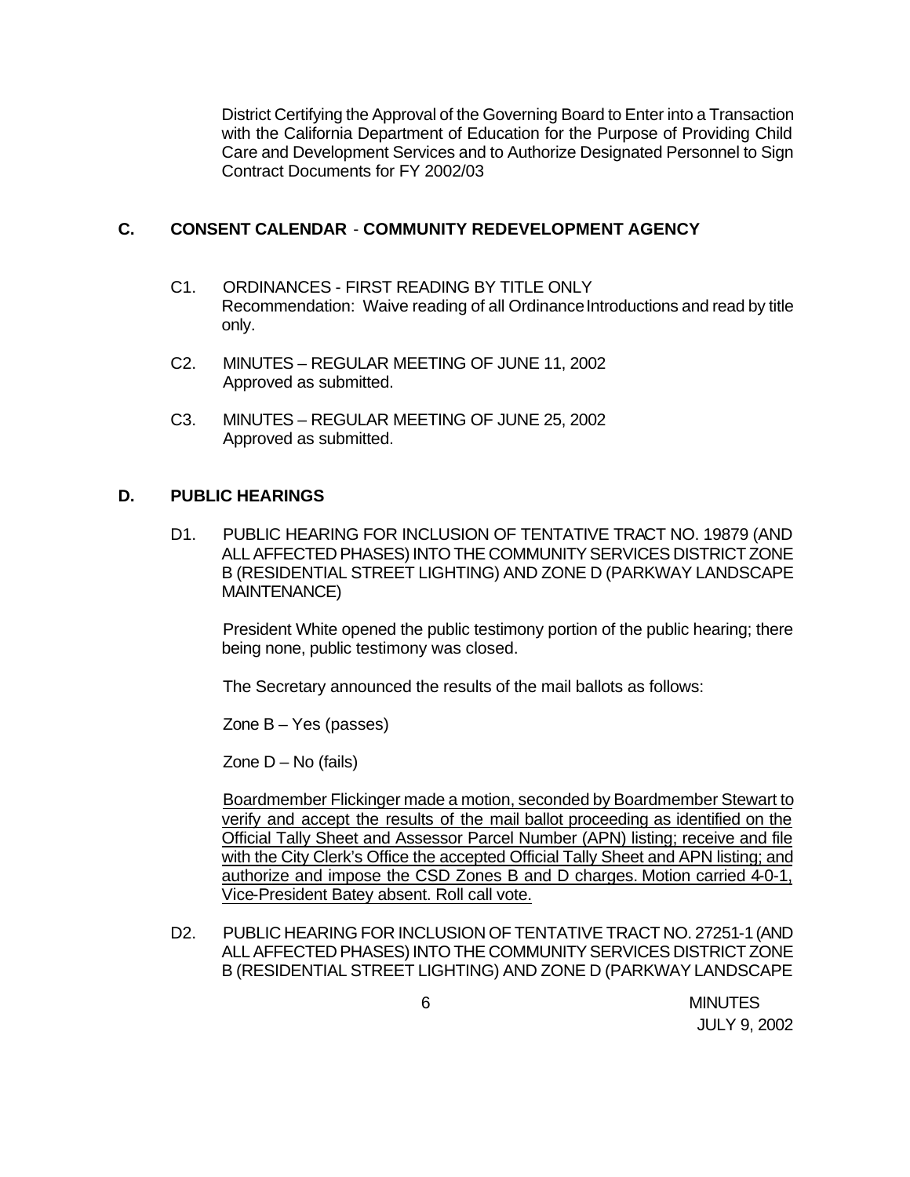District Certifying the Approval of the Governing Board to Enter into a Transaction with the California Department of Education for the Purpose of Providing Child Care and Development Services and to Authorize Designated Personnel to Sign Contract Documents for FY 2002/03

## C. CONSENT CALENDAR - COMMUNITY REDEVELOPMENT AGENCY

C1. ORDINANCES - FIRST READING BY TITLE ONLY
Recommendation: Waive reading of all Ordinance Introductions and read by title only.

C2. MINUTES – REGULAR MEETING OF JUNE 11, 2002
Approved as submitted.

C3. MINUTES – REGULAR MEETING OF JUNE 25, 2002
Approved as submitted.

## D. PUBLIC HEARINGS

D1. PUBLIC HEARING FOR INCLUSION OF TENTATIVE TRACT NO. 19879 (AND ALL AFFECTED PHASES) INTO THE COMMUNITY SERVICES DISTRICT ZONE B (RESIDENTIAL STREET LIGHTING) AND ZONE D (PARKWAY LANDSCAPE MAINTENANCE)

President White opened the public testimony portion of the public hearing; there being none, public testimony was closed.

The Secretary announced the results of the mail ballots as follows:

Zone B – Yes (passes)

Zone D – No (fails)

Boardmember Flickinger made a motion, seconded by Boardmember Stewart to verify and accept the results of the mail ballot proceeding as identified on the Official Tally Sheet and Assessor Parcel Number (APN) listing; receive and file with the City Clerk's Office the accepted Official Tally Sheet and APN listing; and authorize and impose the CSD Zones B and D charges. Motion carried 4-0-1, Vice-President Batey absent. Roll call vote.

D2. PUBLIC HEARING FOR INCLUSION OF TENTATIVE TRACT NO. 27251-1 (AND ALL AFFECTED PHASES) INTO THE COMMUNITY SERVICES DISTRICT ZONE B (RESIDENTIAL STREET LIGHTING) AND ZONE D (PARKWAY LANDSCAPE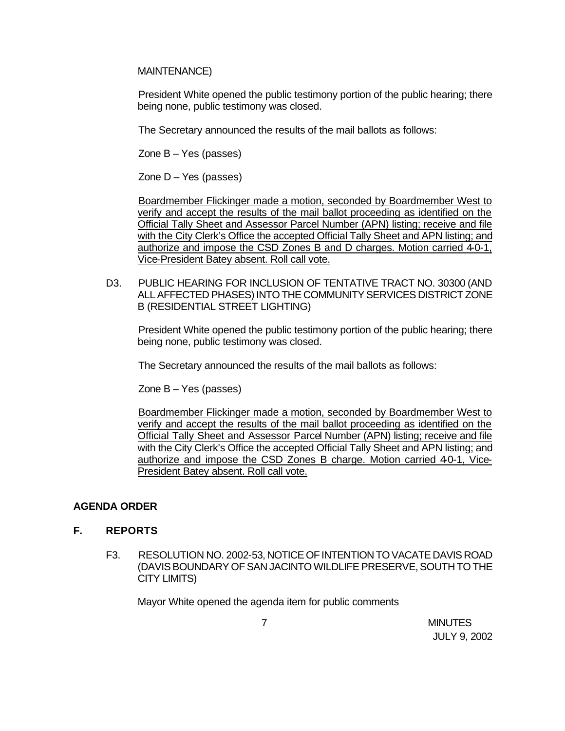MAINTENANCE)

President White opened the public testimony portion of the public hearing; there being none, public testimony was closed.

The Secretary announced the results of the mail ballots as follows:

Zone B – Yes (passes)

Zone D – Yes (passes)

Boardmember Flickinger made a motion, seconded by Boardmember West to verify and accept the results of the mail ballot proceeding as identified on the Official Tally Sheet and Assessor Parcel Number (APN) listing; receive and file with the City Clerk's Office the accepted Official Tally Sheet and APN listing; and authorize and impose the CSD Zones B and D charges. Motion carried 4-0-1, Vice-President Batey absent. Roll call vote.

D3. PUBLIC HEARING FOR INCLUSION OF TENTATIVE TRACT NO. 30300 (AND ALL AFFECTED PHASES) INTO THE COMMUNITY SERVICES DISTRICT ZONE B (RESIDENTIAL STREET LIGHTING)

President White opened the public testimony portion of the public hearing; there being none, public testimony was closed.

The Secretary announced the results of the mail ballots as follows:

Zone B – Yes (passes)

Boardmember Flickinger made a motion, seconded by Boardmember West to verify and accept the results of the mail ballot proceeding as identified on the Official Tally Sheet and Assessor Parcel Number (APN) listing; receive and file with the City Clerk's Office the accepted Official Tally Sheet and APN listing; and authorize and impose the CSD Zones B charge. Motion carried 4-0-1, Vice-President Batey absent. Roll call vote.

**AGENDA ORDER**

**F. REPORTS**

F3. RESOLUTION NO. 2002-53, NOTICE OF INTENTION TO VACATE DAVIS ROAD (DAVIS BOUNDARY OF SAN JACINTO WILDLIFE PRESERVE, SOUTH TO THE CITY LIMITS)

Mayor White opened the agenda item for public comments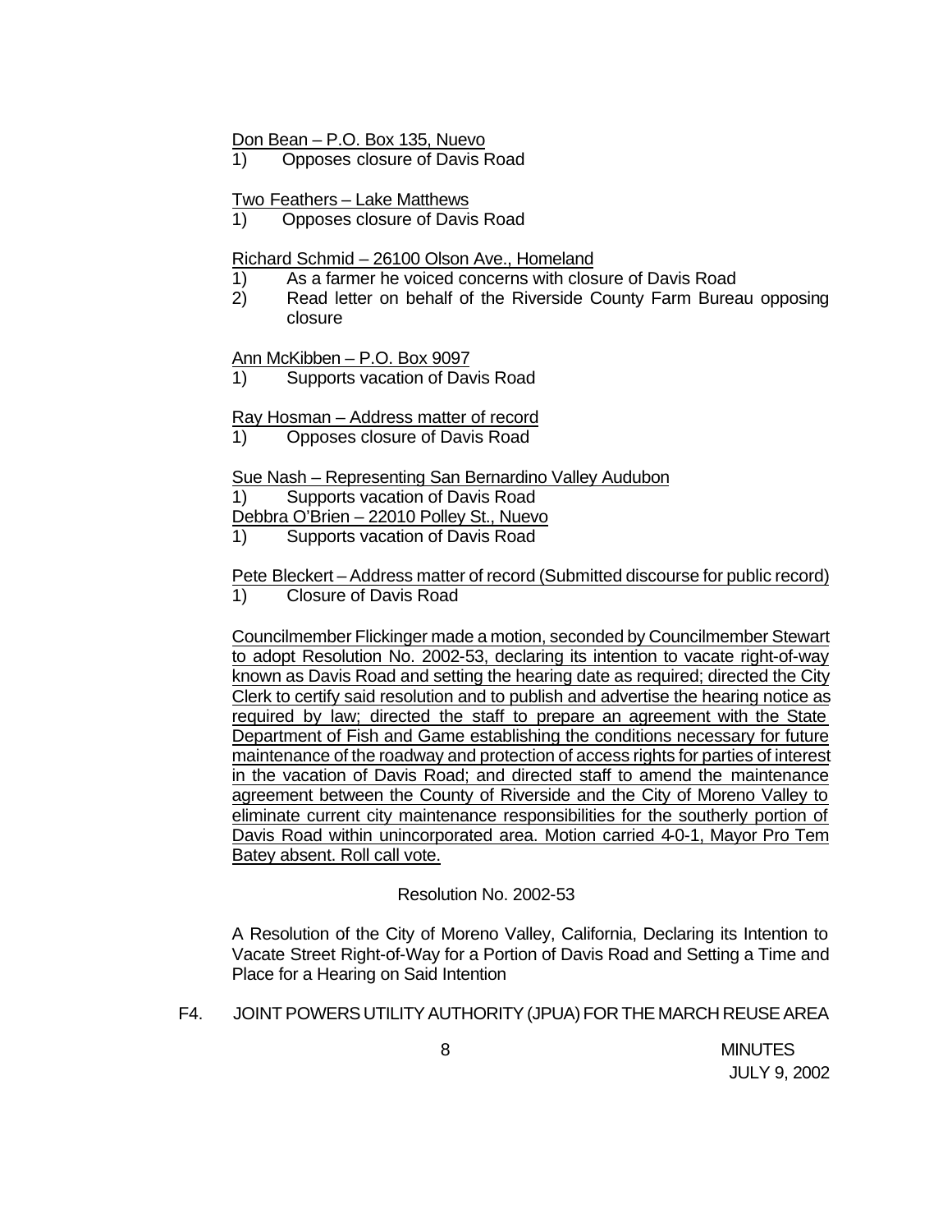Don Bean – P.O. Box 135, Nuevo

1) Opposes closure of Davis Road

Two Feathers – Lake Matthews

1) Opposes closure of Davis Road

Richard Schmid – 26100 Olson Ave., Homeland

1) As a farmer he voiced concerns with closure of Davis Road
2) Read letter on behalf of the Riverside County Farm Bureau opposing closure

Ann McKibben – P.O. Box 9097

1) Supports vacation of Davis Road

Ray Hosman – Address matter of record

1) Opposes closure of Davis Road

Sue Nash – Representing San Bernardino Valley Audubon

1) Supports vacation of Davis Road

Debbra O'Brien – 22010 Polley St., Nuevo

1) Supports vacation of Davis Road

Pete Bleckert – Address matter of record (Submitted discourse for public record)

1) Closure of Davis Road

Councilmember Flickinger made a motion, seconded by Councilmember Stewart to adopt Resolution No. 2002-53, declaring its intention to vacate right-of-way known as Davis Road and setting the hearing date as required; directed the City Clerk to certify said resolution and to publish and advertise the hearing notice as required by law; directed the staff to prepare an agreement with the State Department of Fish and Game establishing the conditions necessary for future maintenance of the roadway and protection of access rights for parties of interest in the vacation of Davis Road; and directed staff to amend the maintenance agreement between the County of Riverside and the City of Moreno Valley to eliminate current city maintenance responsibilities for the southerly portion of Davis Road within unincorporated area. Motion carried 4-0-1, Mayor Pro Tem Batey absent. Roll call vote.

Resolution No. 2002-53

A Resolution of the City of Moreno Valley, California, Declaring its Intention to Vacate Street Right-of-Way for a Portion of Davis Road and Setting a Time and Place for a Hearing on Said Intention

F4. JOINT POWERS UTILITY AUTHORITY (JPUA) FOR THE MARCH REUSE AREA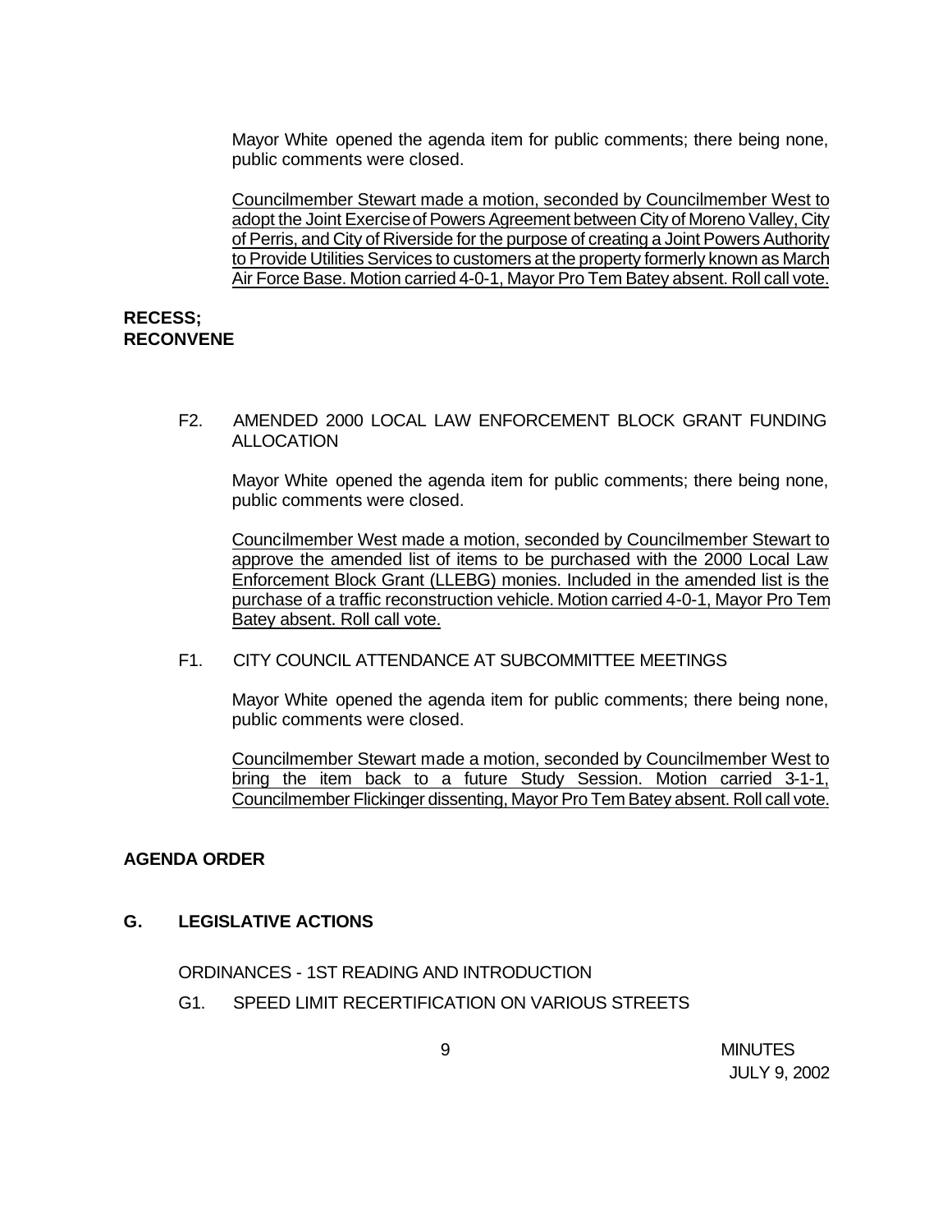Mayor White opened the agenda item for public comments; there being none, public comments were closed.

Councilmember Stewart made a motion, seconded by Councilmember West to adopt the Joint Exercise of Powers Agreement between City of Moreno Valley, City of Perris, and City of Riverside for the purpose of creating a Joint Powers Authority to Provide Utilities Services to customers at the property formerly known as March Air Force Base. Motion carried 4-0-1, Mayor Pro Tem Batey absent. Roll call vote.

**RECESS;**
**RECONVENE**

F2. AMENDED 2000 LOCAL LAW ENFORCEMENT BLOCK GRANT FUNDING ALLOCATION

Mayor White opened the agenda item for public comments; there being none, public comments were closed.

Councilmember West made a motion, seconded by Councilmember Stewart to approve the amended list of items to be purchased with the 2000 Local Law Enforcement Block Grant (LLEBG) monies. Included in the amended list is the purchase of a traffic reconstruction vehicle. Motion carried 4-0-1, Mayor Pro Tem Batey absent. Roll call vote.

F1. CITY COUNCIL ATTENDANCE AT SUBCOMMITTEE MEETINGS

Mayor White opened the agenda item for public comments; there being none, public comments were closed.

Councilmember Stewart made a motion, seconded by Councilmember West to bring the item back to a future Study Session. Motion carried 3-1-1, Councilmember Flickinger dissenting, Mayor Pro Tem Batey absent. Roll call vote.

**AGENDA ORDER**

## G. LEGISLATIVE ACTIONS

ORDINANCES - 1ST READING AND INTRODUCTION

G1. SPEED LIMIT RECERTIFICATION ON VARIOUS STREETS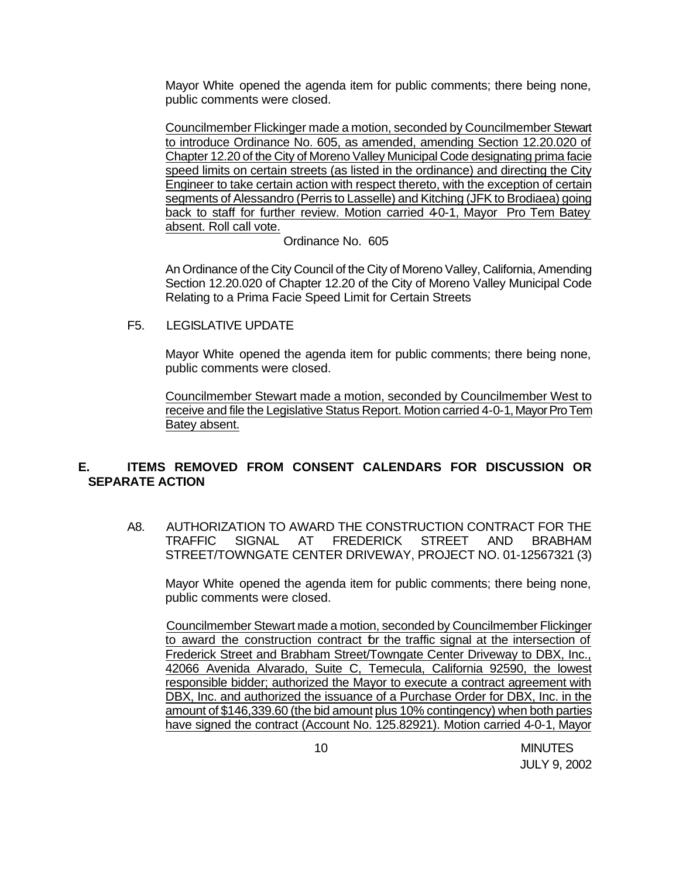Mayor White opened the agenda item for public comments; there being none, public comments were closed.

Councilmember Flickinger made a motion, seconded by Councilmember Stewart to introduce Ordinance No. 605, as amended, amending Section 12.20.020 of Chapter 12.20 of the City of Moreno Valley Municipal Code designating prima facie speed limits on certain streets (as listed in the ordinance) and directing the City Engineer to take certain action with respect thereto, with the exception of certain segments of Alessandro (Perris to Lasselle) and Kitching (JFK to Brodiaea) going back to staff for further review. Motion carried 4-0-1, Mayor Pro Tem Batey absent. Roll call vote.

Ordinance No. 605

An Ordinance of the City Council of the City of Moreno Valley, California, Amending Section 12.20.020 of Chapter 12.20 of the City of Moreno Valley Municipal Code Relating to a Prima Facie Speed Limit for Certain Streets

F5. LEGISLATIVE UPDATE

Mayor White opened the agenda item for public comments; there being none, public comments were closed.

Councilmember Stewart made a motion, seconded by Councilmember West to receive and file the Legislative Status Report. Motion carried 4-0-1, Mayor Pro Tem Batey absent.

## E. ITEMS REMOVED FROM CONSENT CALENDARS FOR DISCUSSION OR SEPARATE ACTION

A8. AUTHORIZATION TO AWARD THE CONSTRUCTION CONTRACT FOR THE TRAFFIC SIGNAL AT FREDERICK STREET AND BRABHAM STREET/TOWNGATE CENTER DRIVEWAY, PROJECT NO. 01-12567321 (3)

Mayor White opened the agenda item for public comments; there being none, public comments were closed.

Councilmember Stewart made a motion, seconded by Councilmember Flickinger to award the construction contract for the traffic signal at the intersection of Frederick Street and Brabham Street/Towngate Center Driveway to DBX, Inc., 42066 Avenida Alvarado, Suite C, Temecula, California 92590, the lowest responsible bidder; authorized the Mayor to execute a contract agreement with DBX, Inc. and authorized the issuance of a Purchase Order for DBX, Inc. in the amount of $146,339.60 (the bid amount plus 10% contingency) when both parties have signed the contract (Account No. 125.82921). Motion carried 4-0-1, Mayor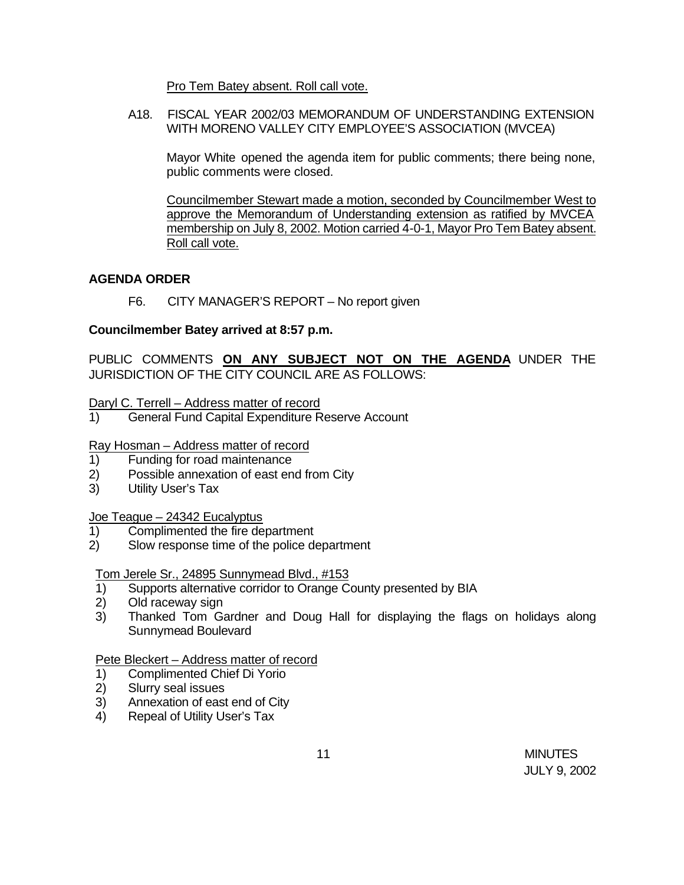Pro Tem Batey absent. Roll call vote.

A18. FISCAL YEAR 2002/03 MEMORANDUM OF UNDERSTANDING EXTENSION WITH MORENO VALLEY CITY EMPLOYEE'S ASSOCIATION (MVCEA)

Mayor White opened the agenda item for public comments; there being none, public comments were closed.

Councilmember Stewart made a motion, seconded by Councilmember West to approve the Memorandum of Understanding extension as ratified by MVCEA membership on July 8, 2002. Motion carried 4-0-1, Mayor Pro Tem Batey absent. Roll call vote.

**AGENDA ORDER**

F6. CITY MANAGER'S REPORT – No report given

**Councilmember Batey arrived at 8:57 p.m.**

PUBLIC COMMENTS **ON ANY SUBJECT NOT ON THE AGENDA** UNDER THE JURISDICTION OF THE CITY COUNCIL ARE AS FOLLOWS:

Daryl C. Terrell – Address matter of record
1) General Fund Capital Expenditure Reserve Account

Ray Hosman – Address matter of record
1) Funding for road maintenance
2) Possible annexation of east end from City
3) Utility User's Tax

Joe Teague – 24342 Eucalyptus
1) Complimented the fire department
2) Slow response time of the police department

Tom Jerele Sr., 24895 Sunnymead Blvd., #153
1) Supports alternative corridor to Orange County presented by BIA
2) Old raceway sign
3) Thanked Tom Gardner and Doug Hall for displaying the flags on holidays along Sunnymead Boulevard

Pete Bleckert – Address matter of record
1) Complimented Chief Di Yorio
2) Slurry seal issues
3) Annexation of east end of City
4) Repeal of Utility User's Tax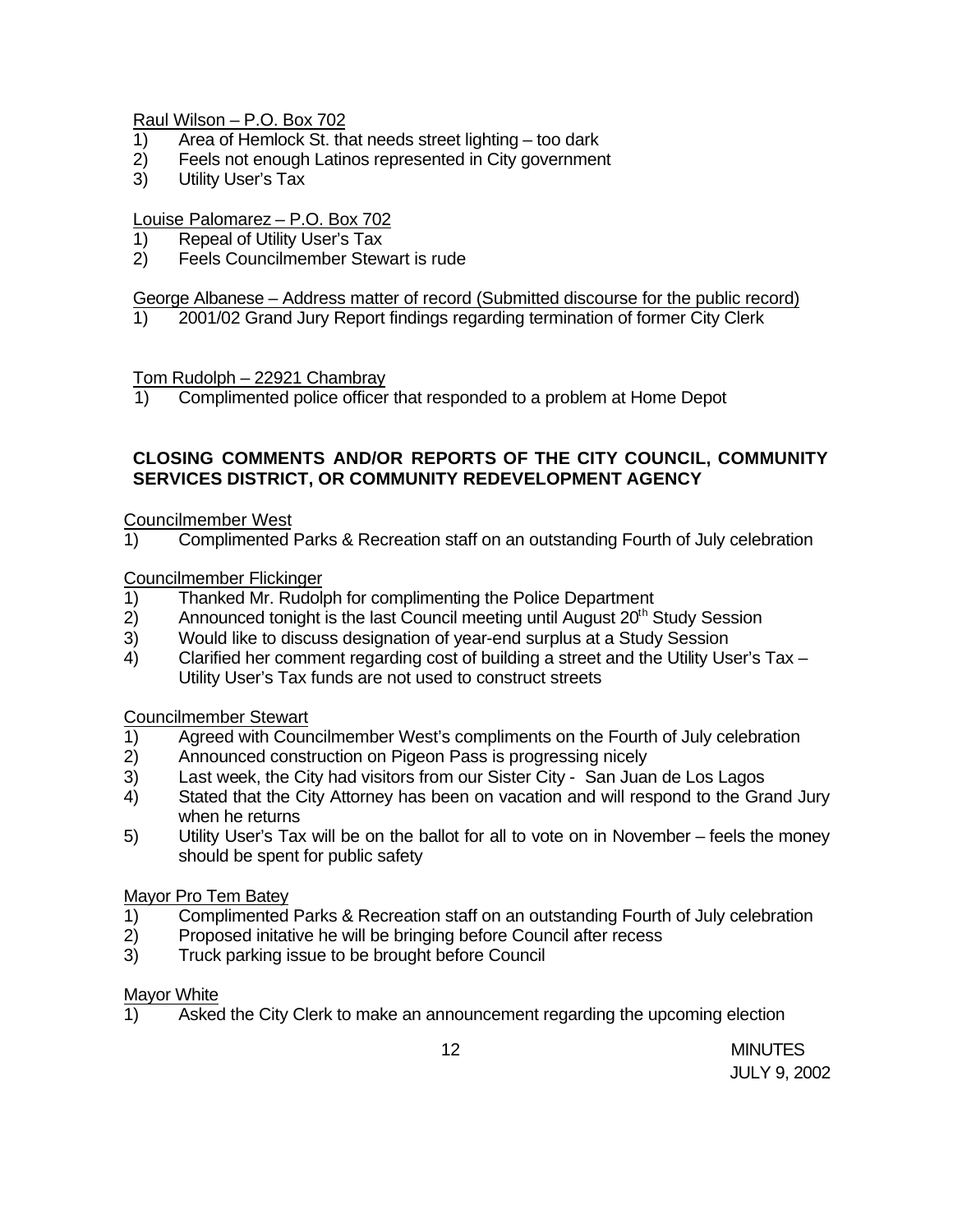Raul Wilson – P.O. Box 702

1) Area of Hemlock St. that needs street lighting – too dark
2) Feels not enough Latinos represented in City government
3) Utility User's Tax

Louise Palomarez – P.O. Box 702

1) Repeal of Utility User's Tax
2) Feels Councilmember Stewart is rude

George Albanese – Address matter of record (Submitted discourse for the public record)

1) 2001/02 Grand Jury Report findings regarding termination of former City Clerk

Tom Rudolph – 22921 Chambray

1) Complimented police officer that responded to a problem at Home Depot

**CLOSING COMMENTS AND/OR REPORTS OF THE CITY COUNCIL, COMMUNITY SERVICES DISTRICT, OR COMMUNITY REDEVELOPMENT AGENCY**

Councilmember West

1) Complimented Parks & Recreation staff on an outstanding Fourth of July celebration

Councilmember Flickinger

1) Thanked Mr. Rudolph for complimenting the Police Department
2) Announced tonight is the last Council meeting until August 20th Study Session
3) Would like to discuss designation of year-end surplus at a Study Session
4) Clarified her comment regarding cost of building a street and the Utility User's Tax – Utility User's Tax funds are not used to construct streets

Councilmember Stewart

1) Agreed with Councilmember West's compliments on the Fourth of July celebration
2) Announced construction on Pigeon Pass is progressing nicely
3) Last week, the City had visitors from our Sister City - San Juan de Los Lagos
4) Stated that the City Attorney has been on vacation and will respond to the Grand Jury when he returns
5) Utility User's Tax will be on the ballot for all to vote on in November – feels the money should be spent for public safety

Mayor Pro Tem Batey

1) Complimented Parks & Recreation staff on an outstanding Fourth of July celebration
2) Proposed initative he will be bringing before Council after recess
3) Truck parking issue to be brought before Council

Mayor White

1) Asked the City Clerk to make an announcement regarding the upcoming election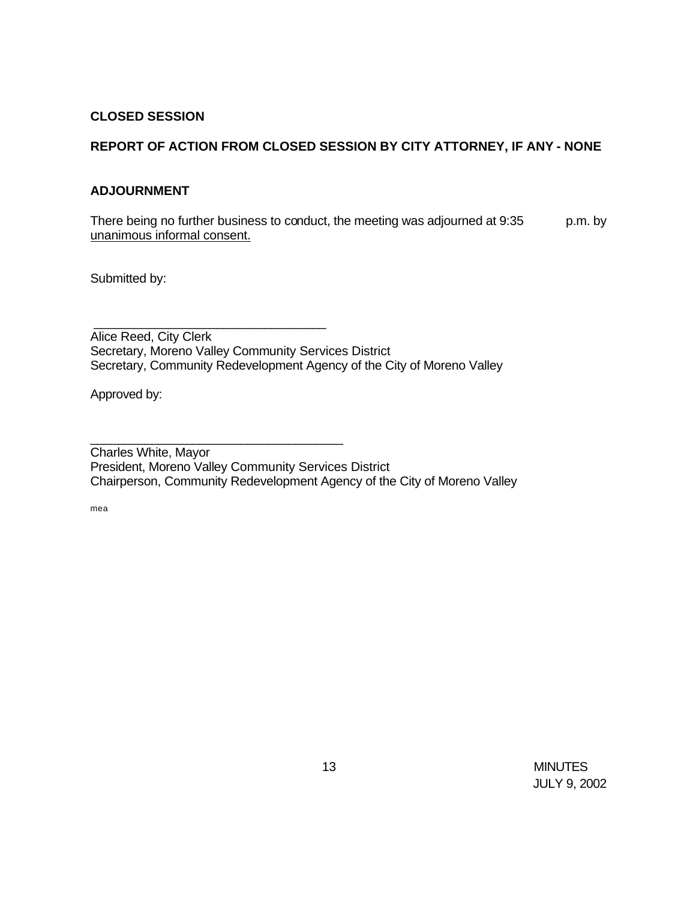**CLOSED SESSION**

**REPORT OF ACTION FROM CLOSED SESSION BY CITY ATTORNEY, IF ANY - NONE**

**ADJOURNMENT**

There being no further business to conduct, the meeting was adjourned at 9:35 p.m. by unanimous informal consent.

Submitted by:

___________________________________
Alice Reed, City Clerk
Secretary, Moreno Valley Community Services District
Secretary, Community Redevelopment Agency of the City of Moreno Valley

Approved by:

_____________________________________
Charles White, Mayor
President, Moreno Valley Community Services District
Chairperson, Community Redevelopment Agency of the City of Moreno Valley

mea